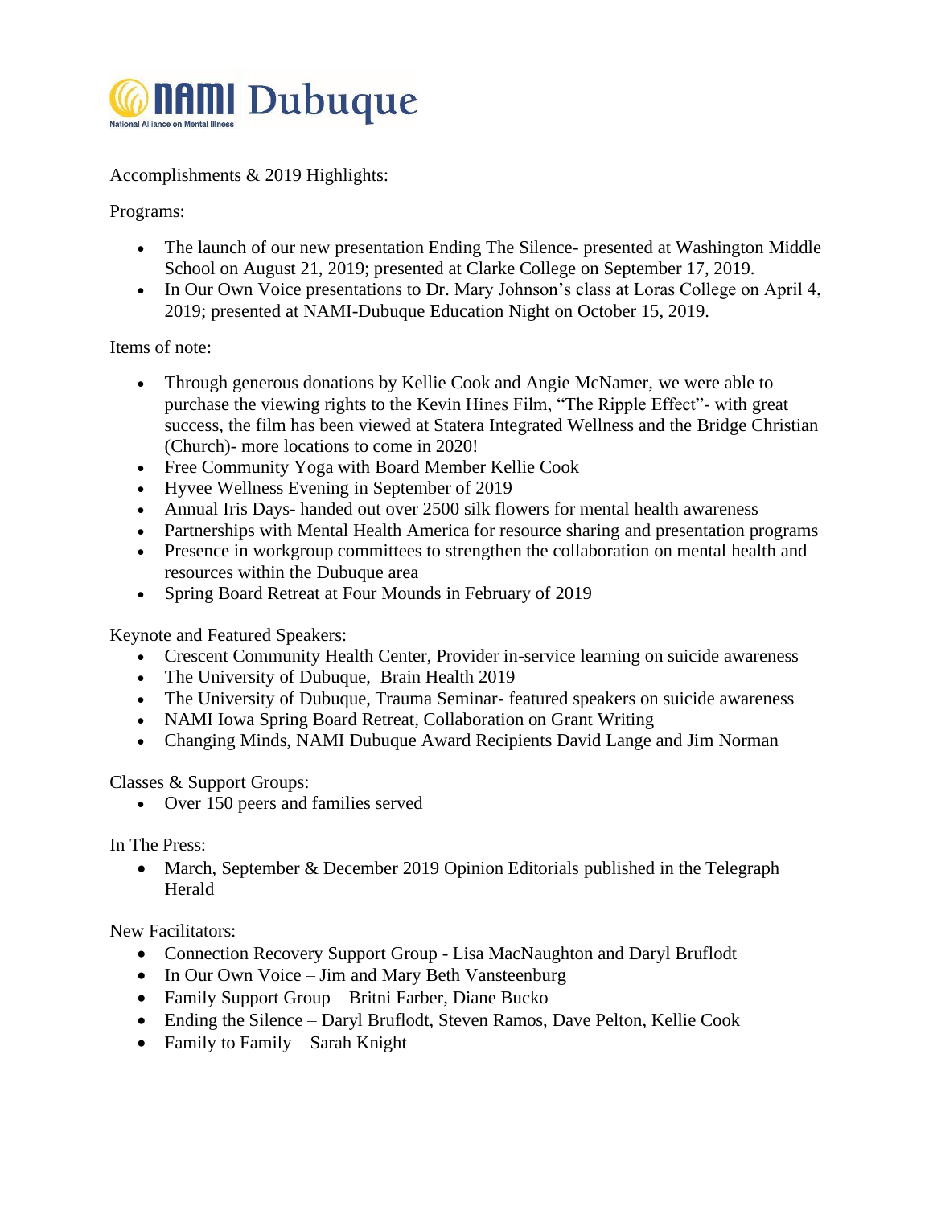NAMI Dubuque

National Alliance on Mental Illness

Accomplishments & 2019 Highlights:

Programs:

- The launch of our new presentation Ending The Silence- presented at Washington Middle School on August 21, 2019; presented at Clarke College on September 17, 2019.
- In Our Own Voice presentations to Dr. Mary Johnson's class at Loras College on April 4, 2019; presented at NAMI-Dubuque Education Night on October 15, 2019.

Items of note:

- Through generous donations by Kellie Cook and Angie McNamer, we were able to purchase the viewing rights to the Kevin Hines Film, "The Ripple Effect"- with great success, the film has been viewed at Statera Integrated Wellness and the Bridge Christian (Church)- more locations to come in 2020!
- Free Community Yoga with Board Member Kellie Cook
- Hyvee Wellness Evening in September of 2019
- Annual Iris Days- handed out over 2500 silk flowers for mental health awareness
- Partnerships with Mental Health America for resource sharing and presentation programs
- Presence in workgroup committees to strengthen the collaboration on mental health and resources within the Dubuque area
- Spring Board Retreat at Four Mounds in February of 2019

Keynote and Featured Speakers:

- Crescent Community Health Center, Provider in-service learning on suicide awareness
- The University of Dubuque, Brain Health 2019
- The University of Dubuque, Trauma Seminar- featured speakers on suicide awareness
- NAMI Iowa Spring Board Retreat, Collaboration on Grant Writing
- Changing Minds, NAMI Dubuque Award Recipients David Lange and Jim Norman

Classes & Support Groups:

- Over 150 peers and families served

In The Press:

- March, September & December 2019 Opinion Editorials published in the Telegraph Herald

New Facilitators:

- Connection Recovery Support Group - Lisa MacNaughton and Daryl Bruflodt
- In Our Own Voice – Jim and Mary Beth Vansteenburg
- Family Support Group – Britni Farber, Diane Bucko
- Ending the Silence – Daryl Bruflodt, Steven Ramos, Dave Pelton, Kellie Cook
- Family to Family – Sarah Knight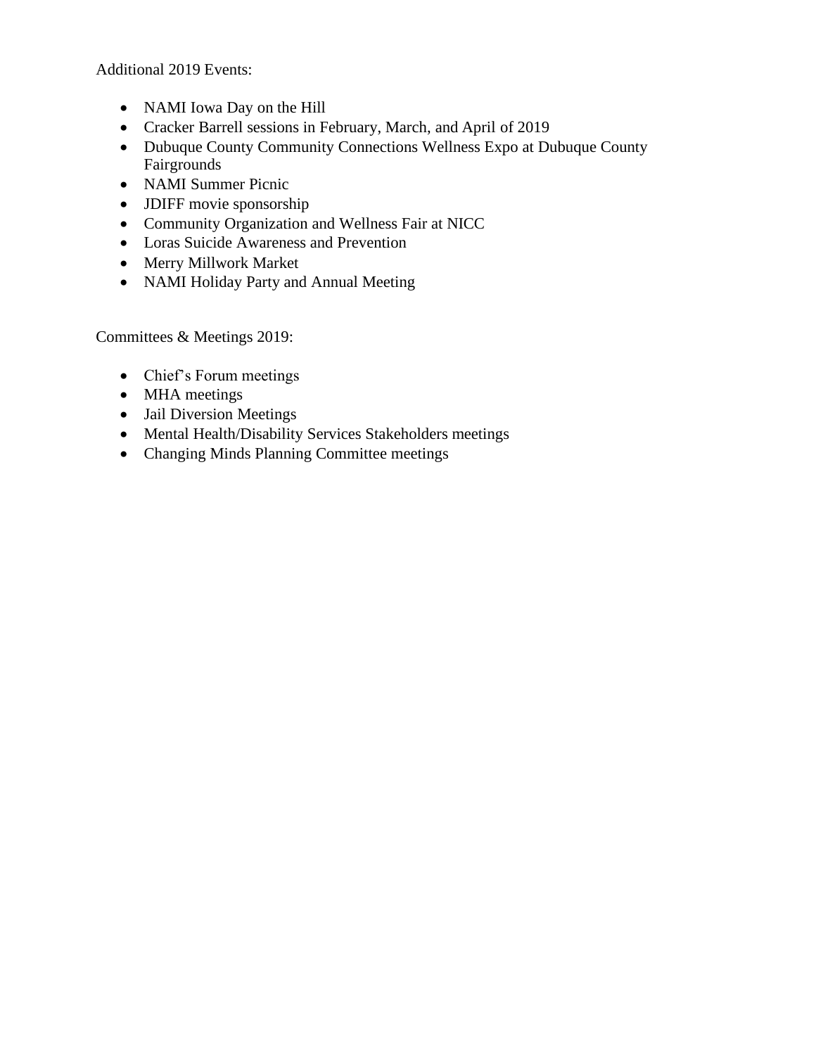Additional 2019 Events:

- NAMI Iowa Day on the Hill
- Cracker Barrell sessions in February, March, and April of 2019
- Dubuque County Community Connections Wellness Expo at Dubuque County Fairgrounds
- NAMI Summer Picnic
- JDIFF movie sponsorship
- Community Organization and Wellness Fair at NICC
- Loras Suicide Awareness and Prevention
- Merry Millwork Market
- NAMI Holiday Party and Annual Meeting

Committees & Meetings 2019:

- Chief's Forum meetings
- MHA meetings
- Jail Diversion Meetings
- Mental Health/Disability Services Stakeholders meetings
- Changing Minds Planning Committee meetings